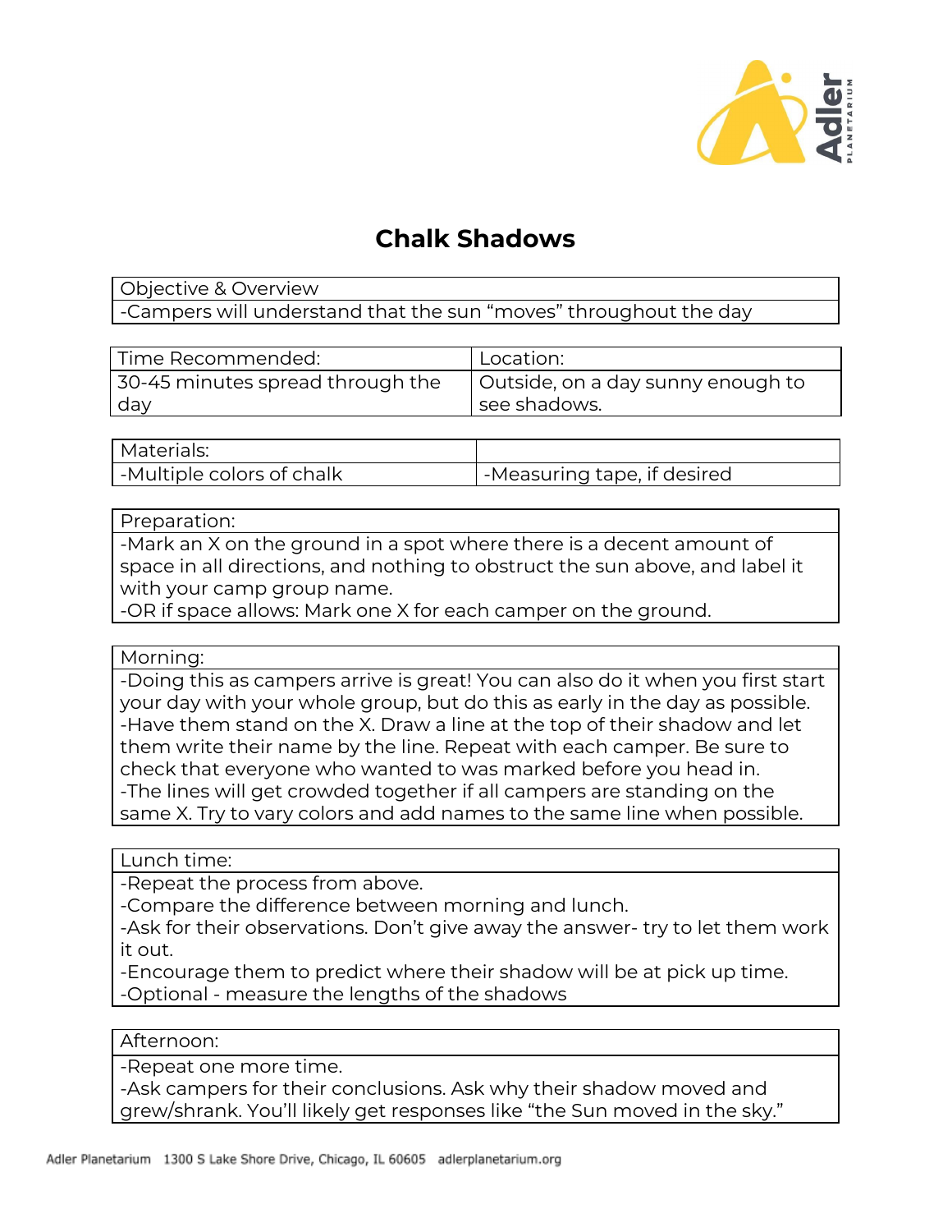# Chalk Shadows

| Objective & Overview |
| --- |
| -Campers will understand that the sun "moves" throughout the day |

| Time Recommended: | Location: |
| --- | --- |
| 30-45 minutes spread through the day | Outside, on a day sunny enough to see shadows. |

| Materials: | |
| --- | --- |
| -Multiple colors of chalk | -Measuring tape, if desired |

| Preparation: |
| --- |
| -Mark an X on the ground in a spot where there is a decent amount of space in all directions, and nothing to obstruct the sun above, and label it with your camp group name.<br>-OR if space allows: Mark one X for each camper on the ground. |

| Morning: |
| --- |
| -Doing this as campers arrive is great! You can also do it when you first start your day with your whole group, but do this as early in the day as possible.<br>-Have them stand on the X. Draw a line at the top of their shadow and let them write their name by the line. Repeat with each camper. Be sure to check that everyone who wanted to was marked before you head in.<br>-The lines will get crowded together if all campers are standing on the same X. Try to vary colors and add names to the same line when possible. |

| Lunch time: |
| --- |
| -Repeat the process from above.<br>-Compare the difference between morning and lunch.<br>-Ask for their observations. Don't give away the answer- try to let them work it out.<br>-Encourage them to predict where their shadow will be at pick up time.<br>-Optional - measure the lengths of the shadows |

| Afternoon: |
| --- |
| -Repeat one more time.<br>-Ask campers for their conclusions. Ask why their shadow moved and grew/shrank. You'll likely get responses like "the Sun moved in the sky." |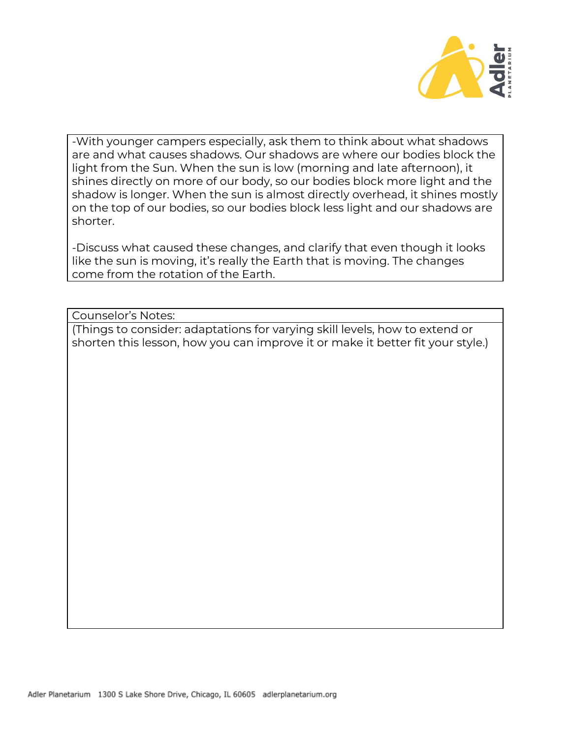-With younger campers especially, ask them to think about what shadows are and what causes shadows. Our shadows are where our bodies block the light from the Sun. When the sun is low (morning and late afternoon), it shines directly on more of our body, so our bodies block more light and the shadow is longer. When the sun is almost directly overhead, it shines mostly on the top of our bodies, so our bodies block less light and our shadows are shorter.

-Discuss what caused these changes, and clarify that even though it looks like the sun is moving, it's really the Earth that is moving. The changes come from the rotation of the Earth.

| Counselor's Notes: |
| --- |
| (Things to consider: adaptations for varying skill levels, how to extend or shorten this lesson, how you can improve it or make it better fit your style.) |